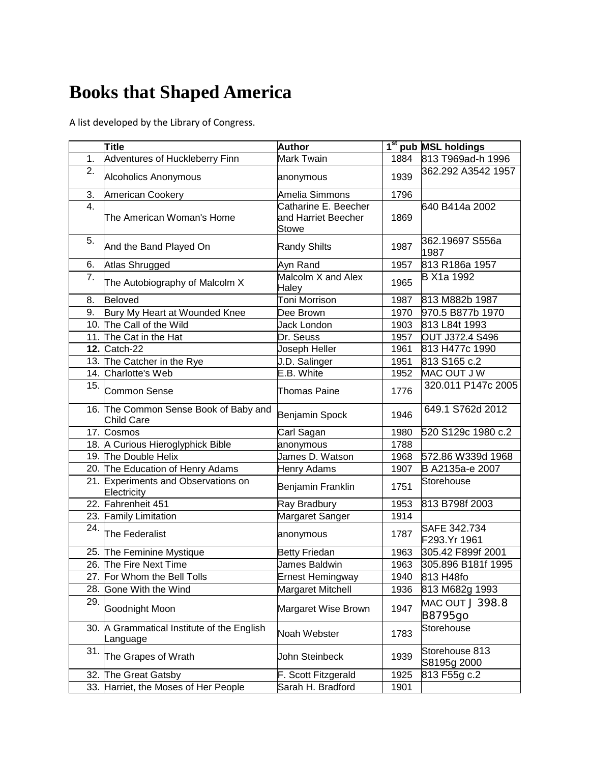# Books that Shaped America

A list developed by the Library of Congress.

| | Title | Author | 1st pub | MSL holdings |
|---|---|---|---|---|
| 1. | Adventures of Huckleberry Finn | Mark Twain | 1884 | 813 T969ad-h 1996 |
| 2. | Alcoholics Anonymous | anonymous | 1939 | 362.292 A3542 1957 |
| 3. | American Cookery | Amelia Simmons | 1796 | |
| 4. | The American Woman's Home | Catharine E. Beecher and Harriet Beecher Stowe | 1869 | 640 B414a 2002 |
| 5. | And the Band Played On | Randy Shilts | 1987 | 362.19697 S556a 1987 |
| 6. | Atlas Shrugged | Ayn Rand | 1957 | 813 R186a 1957 |
| 7. | The Autobiography of Malcolm X | Malcolm X and Alex Haley | 1965 | B X1a 1992 |
| 8. | Beloved | Toni Morrison | 1987 | 813 M882b 1987 |
| 9. | Bury My Heart at Wounded Knee | Dee Brown | 1970 | 970.5 B877b 1970 |
| 10. | The Call of the Wild | Jack London | 1903 | 813 L84t 1993 |
| 11. | The Cat in the Hat | Dr. Seuss | 1957 | OUT J372.4 S496 |
| **12.** | Catch-22 | Joseph Heller | 1961 | 813 H477c 1990 |
| 13. | The Catcher in the Rye | J.D. Salinger | 1951 | 813 S165 c.2 |
| 14. | Charlotte's Web | E.B. White | 1952 | MAC OUT J W |
| 15. | Common Sense | Thomas Paine | 1776 | 320.011 P147c 2005 |
| 16. | The Common Sense Book of Baby and Child Care | Benjamin Spock | 1946 | 649.1 S762d 2012 |
| 17. | Cosmos | Carl Sagan | 1980 | 520 S129c 1980 c.2 |
| 18. | A Curious Hieroglyphick Bible | anonymous | 1788 | |
| 19. | The Double Helix | James D. Watson | 1968 | 572.86 W339d 1968 |
| 20. | The Education of Henry Adams | Henry Adams | 1907 | B A2135a-e 2007 |
| 21. | Experiments and Observations on Electricity | Benjamin Franklin | 1751 | Storehouse |
| 22. | Fahrenheit 451 | Ray Bradbury | 1953 | 813 B798f 2003 |
| 23. | Family Limitation | Margaret Sanger | 1914 | |
| 24. | The Federalist | anonymous | 1787 | SAFE 342.734 F293.Yr 1961 |
| 25. | The Feminine Mystique | Betty Friedan | 1963 | 305.42 F899f 2001 |
| 26. | The Fire Next Time | James Baldwin | 1963 | 305.896 B181f 1995 |
| 27. | For Whom the Bell Tolls | Ernest Hemingway | 1940 | 813 H48fo |
| 28. | Gone With the Wind | Margaret Mitchell | 1936 | 813 M682g 1993 |
| 29. | Goodnight Moon | Margaret Wise Brown | 1947 | MAC OUT J 398.8 B8795go |
| 30. | A Grammatical Institute of the English Language | Noah Webster | 1783 | Storehouse |
| 31. | The Grapes of Wrath | John Steinbeck | 1939 | Storehouse 813 S8195g 2000 |
| 32. | The Great Gatsby | F. Scott Fitzgerald | 1925 | 813 F55g c.2 |
| 33. | Harriet, the Moses of Her People | Sarah H. Bradford | 1901 | |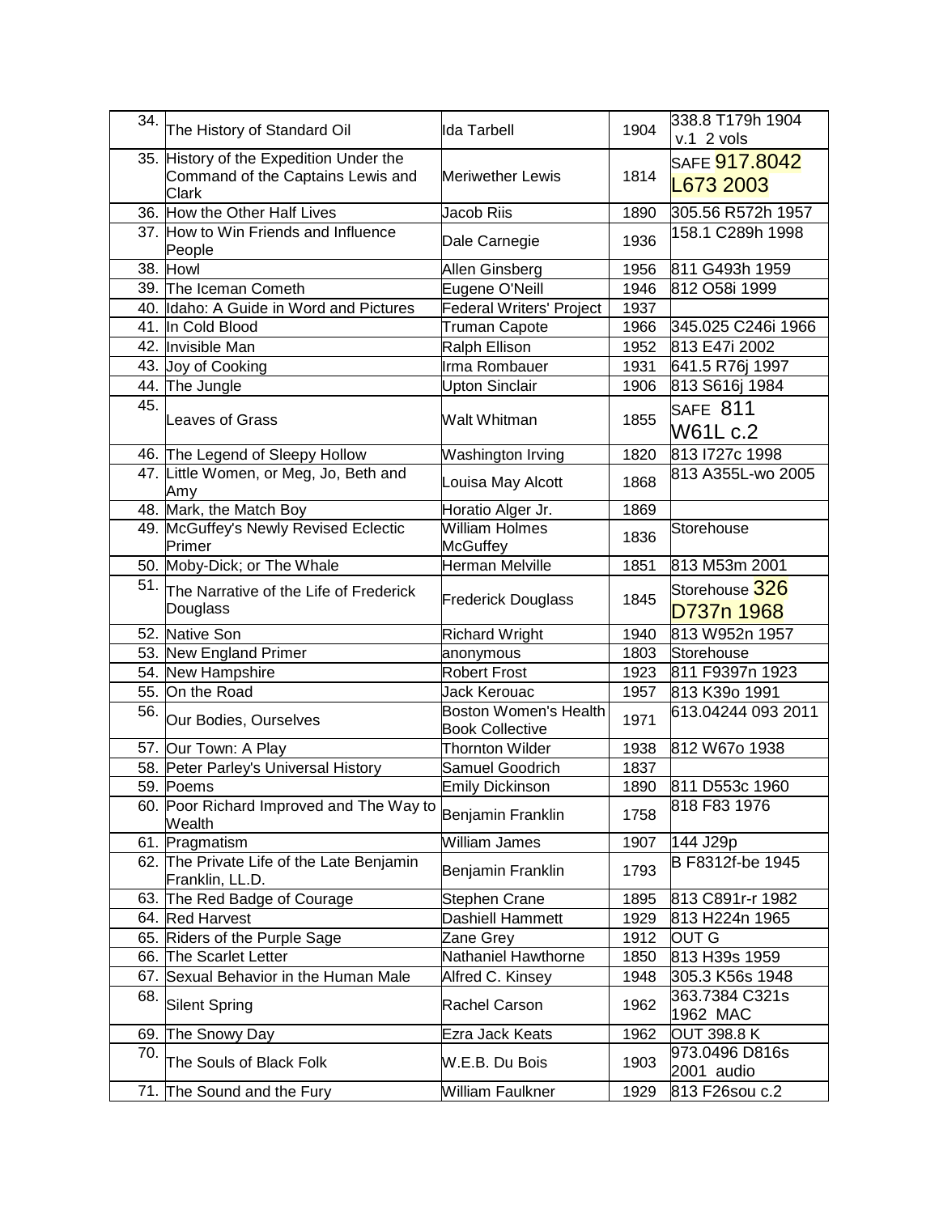| | | | | |
|---|---|---|---|---|
| 34. | The History of Standard Oil | Ida Tarbell | 1904 | 338.8 T179h 1904 v.1 2 vols |
| 35. | History of the Expedition Under the Command of the Captains Lewis and Clark | Meriwether Lewis | 1814 | SAFE 917.8042 L673 2003 |
| 36. | How the Other Half Lives | Jacob Riis | 1890 | 305.56 R572h 1957 |
| 37. | How to Win Friends and Influence People | Dale Carnegie | 1936 | 158.1 C289h 1998 |
| 38. | Howl | Allen Ginsberg | 1956 | 811 G493h 1959 |
| 39. | The Iceman Cometh | Eugene O'Neill | 1946 | 812 O58i 1999 |
| 40. | Idaho: A Guide in Word and Pictures | Federal Writers' Project | 1937 | |
| 41. | In Cold Blood | Truman Capote | 1966 | 345.025 C246i 1966 |
| 42. | Invisible Man | Ralph Ellison | 1952 | 813 E47i 2002 |
| 43. | Joy of Cooking | Irma Rombauer | 1931 | 641.5 R76j 1997 |
| 44. | The Jungle | Upton Sinclair | 1906 | 813 S616j 1984 |
| 45. | Leaves of Grass | Walt Whitman | 1855 | SAFE 811 W61L c.2 |
| 46. | The Legend of Sleepy Hollow | Washington Irving | 1820 | 813 I727c 1998 |
| 47. | Little Women, or Meg, Jo, Beth and Amy | Louisa May Alcott | 1868 | 813 A355L-wo 2005 |
| 48. | Mark, the Match Boy | Horatio Alger Jr. | 1869 | |
| 49. | McGuffey's Newly Revised Eclectic Primer | William Holmes McGuffey | 1836 | Storehouse |
| 50. | Moby-Dick; or The Whale | Herman Melville | 1851 | 813 M53m 2001 |
| 51. | The Narrative of the Life of Frederick Douglass | Frederick Douglass | 1845 | Storehouse 326 D737n 1968 |
| 52. | Native Son | Richard Wright | 1940 | 813 W952n 1957 |
| 53. | New England Primer | anonymous | 1803 | Storehouse |
| 54. | New Hampshire | Robert Frost | 1923 | 811 F9397n 1923 |
| 55. | On the Road | Jack Kerouac | 1957 | 813 K39o 1991 |
| 56. | Our Bodies, Ourselves | Boston Women's Health Book Collective | 1971 | 613.04244 093 2011 |
| 57. | Our Town: A Play | Thornton Wilder | 1938 | 812 W67o 1938 |
| 58. | Peter Parley's Universal History | Samuel Goodrich | 1837 | |
| 59. | Poems | Emily Dickinson | 1890 | 811 D553c 1960 |
| 60. | Poor Richard Improved and The Way to Wealth | Benjamin Franklin | 1758 | 818 F83 1976 |
| 61. | Pragmatism | William James | 1907 | 144 J29p |
| 62. | The Private Life of the Late Benjamin Franklin, LL.D. | Benjamin Franklin | 1793 | B F8312f-be 1945 |
| 63. | The Red Badge of Courage | Stephen Crane | 1895 | 813 C891r-r 1982 |
| 64. | Red Harvest | Dashiell Hammett | 1929 | 813 H224n 1965 |
| 65. | Riders of the Purple Sage | Zane Grey | 1912 | OUT G |
| 66. | The Scarlet Letter | Nathaniel Hawthorne | 1850 | 813 H39s 1959 |
| 67. | Sexual Behavior in the Human Male | Alfred C. Kinsey | 1948 | 305.3 K56s 1948 |
| 68. | Silent Spring | Rachel Carson | 1962 | 363.7384 C321s 1962 MAC |
| 69. | The Snowy Day | Ezra Jack Keats | 1962 | OUT 398.8 K |
| 70. | The Souls of Black Folk | W.E.B. Du Bois | 1903 | 973.0496 D816s 2001 audio |
| 71. | The Sound and the Fury | William Faulkner | 1929 | 813 F26sou c.2 |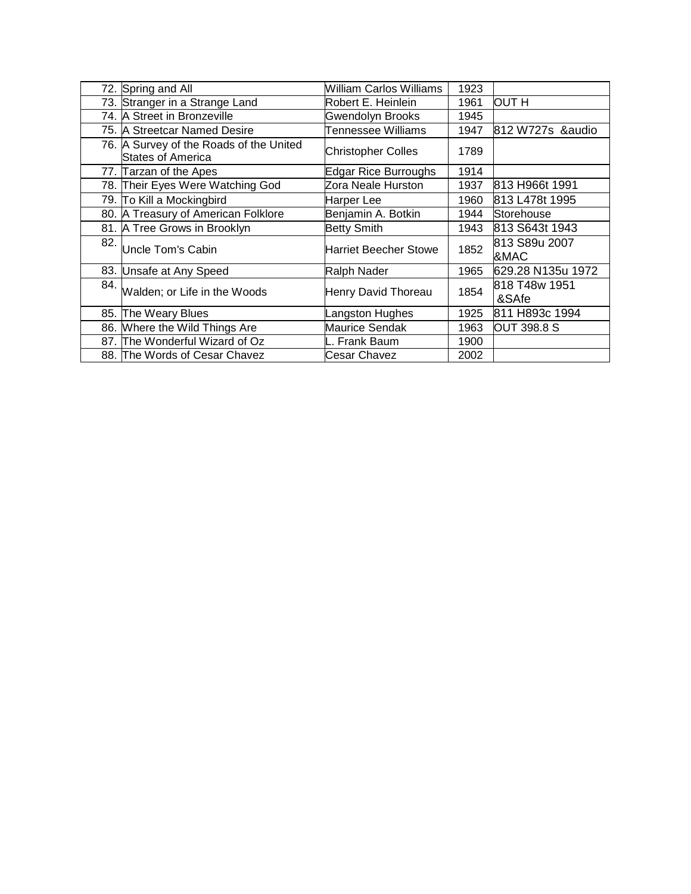| | | | | |
|---|---|---|---|---|
| 72. | Spring and All | William Carlos Williams | 1923 | |
| 73. | Stranger in a Strange Land | Robert E. Heinlein | 1961 | OUT H |
| 74. | A Street in Bronzeville | Gwendolyn Brooks | 1945 | |
| 75. | A Streetcar Named Desire | Tennessee Williams | 1947 | 812 W727s &audio |
| 76. | A Survey of the Roads of the United States of America | Christopher Colles | 1789 | |
| 77. | Tarzan of the Apes | Edgar Rice Burroughs | 1914 | |
| 78. | Their Eyes Were Watching God | Zora Neale Hurston | 1937 | 813 H966t 1991 |
| 79. | To Kill a Mockingbird | Harper Lee | 1960 | 813 L478t 1995 |
| 80. | A Treasury of American Folklore | Benjamin A. Botkin | 1944 | Storehouse |
| 81. | A Tree Grows in Brooklyn | Betty Smith | 1943 | 813 S643t 1943 |
| 82. | Uncle Tom's Cabin | Harriet Beecher Stowe | 1852 | 813 S89u 2007 &MAC |
| 83. | Unsafe at Any Speed | Ralph Nader | 1965 | 629.28 N135u 1972 |
| 84. | Walden; or Life in the Woods | Henry David Thoreau | 1854 | 818 T48w 1951 &SAfe |
| 85. | The Weary Blues | Langston Hughes | 1925 | 811 H893c 1994 |
| 86. | Where the Wild Things Are | Maurice Sendak | 1963 | OUT 398.8 S |
| 87. | The Wonderful Wizard of Oz | L. Frank Baum | 1900 | |
| 88. | The Words of Cesar Chavez | Cesar Chavez | 2002 | |